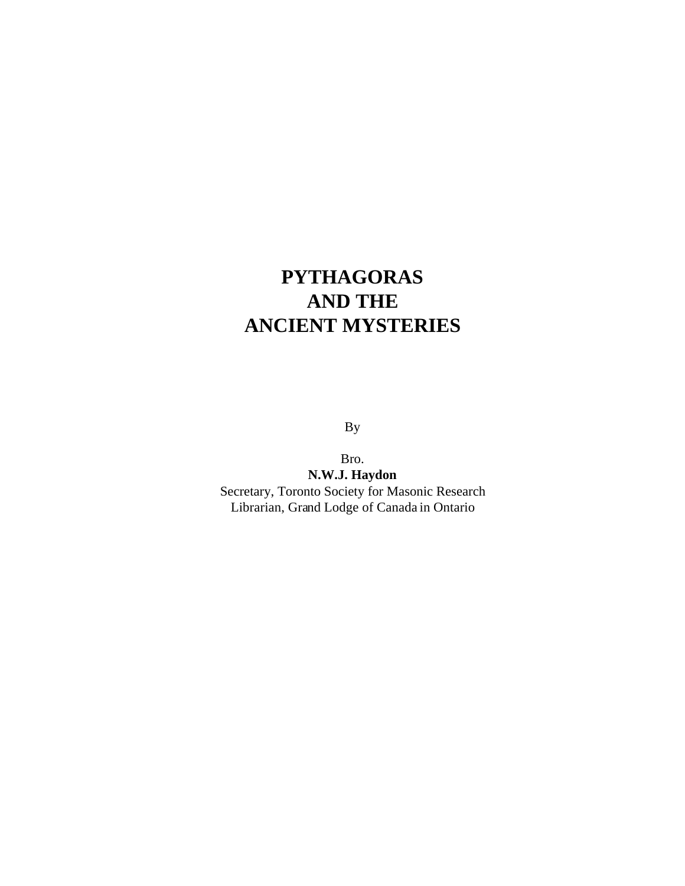# PYTHAGORAS AND THE ANCIENT MYSTERIES

By

Bro.

**N.W.J. Haydon**

Secretary, Toronto Society for Masonic Research

Librarian, Grand Lodge of Canada in Ontario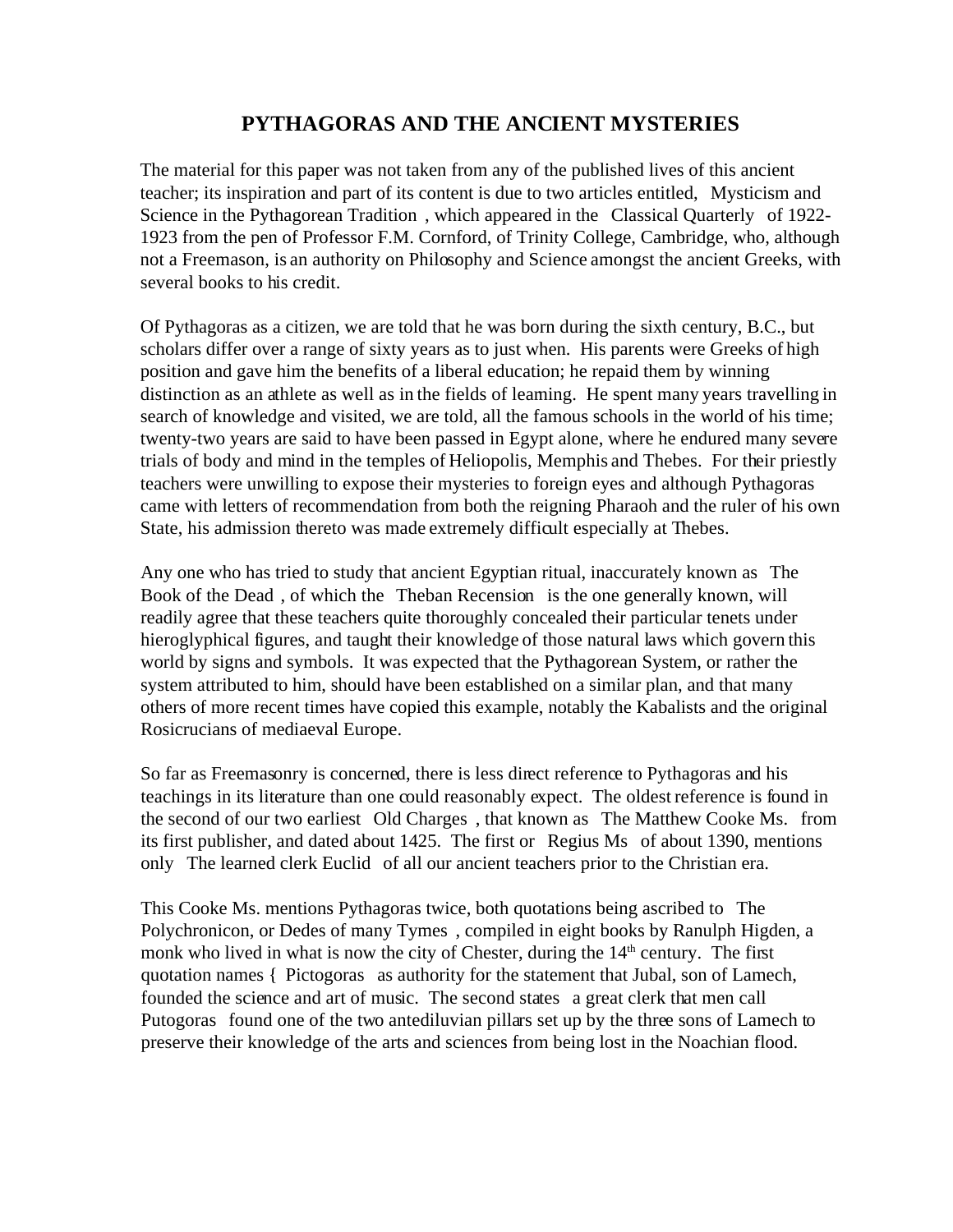# PYTHAGORAS AND THE ANCIENT MYSTERIES

The material for this paper was not taken from any of the published lives of this ancient teacher; its inspiration and part of its content is due to two articles entitled, Mysticism and Science in the Pythagorean Tradition , which appeared in the Classical Quarterly of 1922-1923 from the pen of Professor F.M. Cornford, of Trinity College, Cambridge, who, although not a Freemason, is an authority on Philosophy and Science amongst the ancient Greeks, with several books to his credit.

Of Pythagoras as a citizen, we are told that he was born during the sixth century, B.C., but scholars differ over a range of sixty years as to just when. His parents were Greeks of high position and gave him the benefits of a liberal education; he repaid them by winning distinction as an athlete as well as in the fields of learning. He spent many years travelling in search of knowledge and visited, we are told, all the famous schools in the world of his time; twenty-two years are said to have been passed in Egypt alone, where he endured many severe trials of body and mind in the temples of Heliopolis, Memphis and Thebes. For their priestly teachers were unwilling to expose their mysteries to foreign eyes and although Pythagoras came with letters of recommendation from both the reigning Pharaoh and the ruler of his own State, his admission thereto was made extremely difficult especially at Thebes.

Any one who has tried to study that ancient Egyptian ritual, inaccurately known as The Book of the Dead , of which the Theban Recension is the one generally known, will readily agree that these teachers quite thoroughly concealed their particular tenets under hieroglyphical figures, and taught their knowledge of those natural laws which govern this world by signs and symbols. It was expected that the Pythagorean System, or rather the system attributed to him, should have been established on a similar plan, and that many others of more recent times have copied this example, notably the Kabalists and the original Rosicrucians of mediaeval Europe.

So far as Freemasonry is concerned, there is less direct reference to Pythagoras and his teachings in its literature than one could reasonably expect. The oldest reference is found in the second of our two earliest Old Charges , that known as The Matthew Cooke Ms. from its first publisher, and dated about 1425. The first or Regius Ms of about 1390, mentions only The learned clerk Euclid of all our ancient teachers prior to the Christian era.

This Cooke Ms. mentions Pythagoras twice, both quotations being ascribed to The Polychronicon, or Dedes of many Tymes , compiled in eight books by Ranulph Higden, a monk who lived in what is now the city of Chester, during the 14th century. The first quotation names { Pictogoras as authority for the statement that Jubal, son of Lamech, founded the science and art of music. The second states a great clerk that men call Putogoras found one of the two antediluvian pillars set up by the three sons of Lamech to preserve their knowledge of the arts and sciences from being lost in the Noachian flood.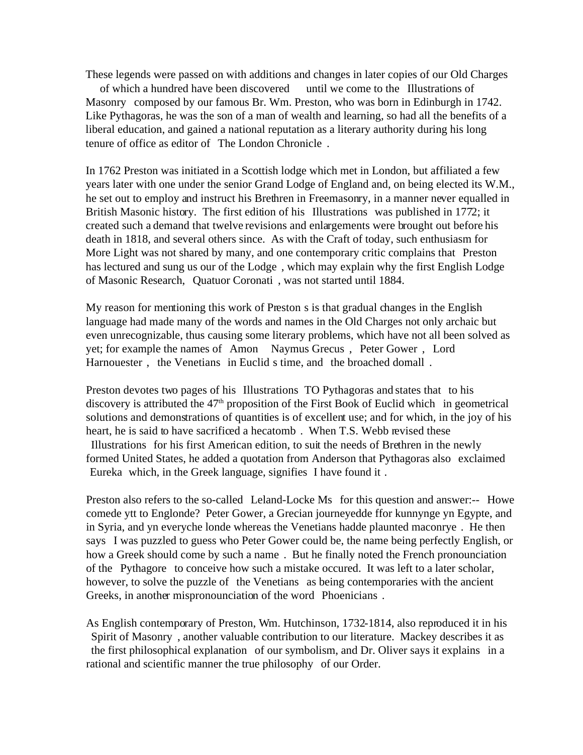These legends were passed on with additions and changes in later copies of our Old Charges of which a hundred have been discovered until we come to the Illustrations of Masonry composed by our famous Br. Wm. Preston, who was born in Edinburgh in 1742. Like Pythagoras, he was the son of a man of wealth and learning, so had all the benefits of a liberal education, and gained a national reputation as a literary authority during his long tenure of office as editor of The London Chronicle .

In 1762 Preston was initiated in a Scottish lodge which met in London, but affiliated a few years later with one under the senior Grand Lodge of England and, on being elected its W.M., he set out to employ and instruct his Brethren in Freemasonry, in a manner never equalled in British Masonic history. The first edition of his Illustrations was published in 1772; it created such a demand that twelve revisions and enlargements were brought out before his death in 1818, and several others since. As with the Craft of today, such enthusiasm for More Light was not shared by many, and one contemporary critic complains that Preston has lectured and sung us our of the Lodge , which may explain why the first English Lodge of Masonic Research, Quatuor Coronati , was not started until 1884.

My reason for mentioning this work of Preston s is that gradual changes in the English language had made many of the words and names in the Old Charges not only archaic but even unrecognizable, thus causing some literary problems, which have not all been solved as yet; for example the names of Amon Naymus Grecus , Peter Gower , Lord Harnouester , the Venetians in Euclid s time, and the broached domall .

Preston devotes two pages of his Illustrations TO Pythagoras and states that to his discovery is attributed the 47th proposition of the First Book of Euclid which in geometrical solutions and demonstrations of quantities is of excellent use; and for which, in the joy of his heart, he is said to have sacrificed a hecatomb . When T.S. Webb revised these Illustrations for his first American edition, to suit the needs of Brethren in the newly formed United States, he added a quotation from Anderson that Pythagoras also exclaimed Eureka which, in the Greek language, signifies I have found it .

Preston also refers to the so-called Leland-Locke Ms for this question and answer:-- Howe comede ytt to Englonde? Peter Gower, a Grecian journeyedde ffor kunnynge yn Egypte, and in Syria, and yn everyche londe whereas the Venetians hadde plaunted maconrye . He then says I was puzzled to guess who Peter Gower could be, the name being perfectly English, or how a Greek should come by such a name . But he finally noted the French pronounciation of the Pythagore to conceive how such a mistake occured. It was left to a later scholar, however, to solve the puzzle of the Venetians as being contemporaries with the ancient Greeks, in another mispronounciation of the word Phoenicians .

As English contemporary of Preston, Wm. Hutchinson, 1732-1814, also reproduced it in his Spirit of Masonry , another valuable contribution to our literature. Mackey describes it as the first philosophical explanation of our symbolism, and Dr. Oliver says it explains in a rational and scientific manner the true philosophy of our Order.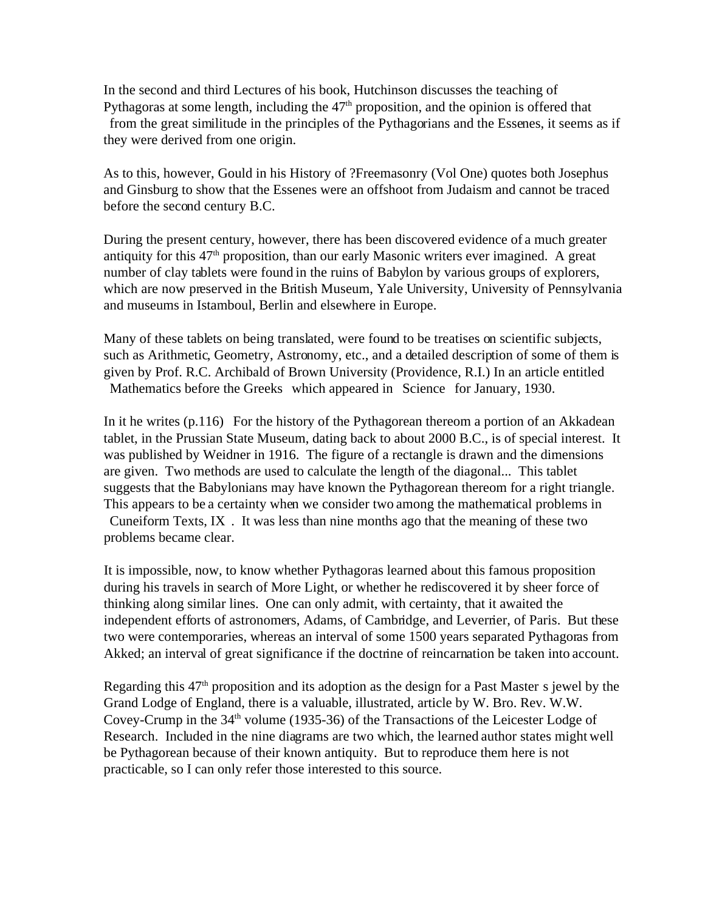In the second and third Lectures of his book, Hutchinson discusses the teaching of Pythagoras at some length, including the 47th proposition, and the opinion is offered that  from the great similitude in the principles of the Pythagorians and the Essenes, it seems as if they were derived from one origin.

As to this, however, Gould in his History of ?Freemasonry (Vol One) quotes both Josephus and Ginsburg to show that the Essenes were an offshoot from Judaism and cannot be traced before the second century B.C.

During the present century, however, there has been discovered evidence of a much greater antiquity for this 47th proposition, than our early Masonic writers ever imagined. A great number of clay tablets were found in the ruins of Babylon by various groups of explorers, which are now preserved in the British Museum, Yale University, University of Pennsylvania and museums in Istamboul, Berlin and elsewhere in Europe.

Many of these tablets on being translated, were found to be treatises on scientific subjects, such as Arithmetic, Geometry, Astronomy, etc., and a detailed description of some of them is given by Prof. R.C. Archibald of Brown University (Providence, R.I.) In an article entitled  Mathematics before the Greeks  which appeared in  Science  for January, 1930.

In it he writes (p.116)  For the history of the Pythagorean thereom a portion of an Akkadean tablet, in the Prussian State Museum, dating back to about 2000 B.C., is of special interest. It was published by Weidner in 1916. The figure of a rectangle is drawn and the dimensions are given. Two methods are used to calculate the length of the diagonal... This tablet suggests that the Babylonians may have known the Pythagorean thereom for a right triangle. This appears to be a certainty when we consider two among the mathematical problems in  Cuneiform Texts, IX . It was less than nine months ago that the meaning of these two problems became clear.

It is impossible, now, to know whether Pythagoras learned about this famous proposition during his travels in search of More Light, or whether he rediscovered it by sheer force of thinking along similar lines. One can only admit, with certainty, that it awaited the independent efforts of astronomers, Adams, of Cambridge, and Leverrier, of Paris. But these two were contemporaries, whereas an interval of some 1500 years separated Pythagoras from Akked; an interval of great significance if the doctrine of reincarnation be taken into account.

Regarding this 47th proposition and its adoption as the design for a Past Master s jewel by the Grand Lodge of England, there is a valuable, illustrated, article by W. Bro. Rev. W.W. Covey-Crump in the 34th volume (1935-36) of the Transactions of the Leicester Lodge of Research. Included in the nine diagrams are two which, the learned author states might well be Pythagorean because of their known antiquity. But to reproduce them here is not practicable, so I can only refer those interested to this source.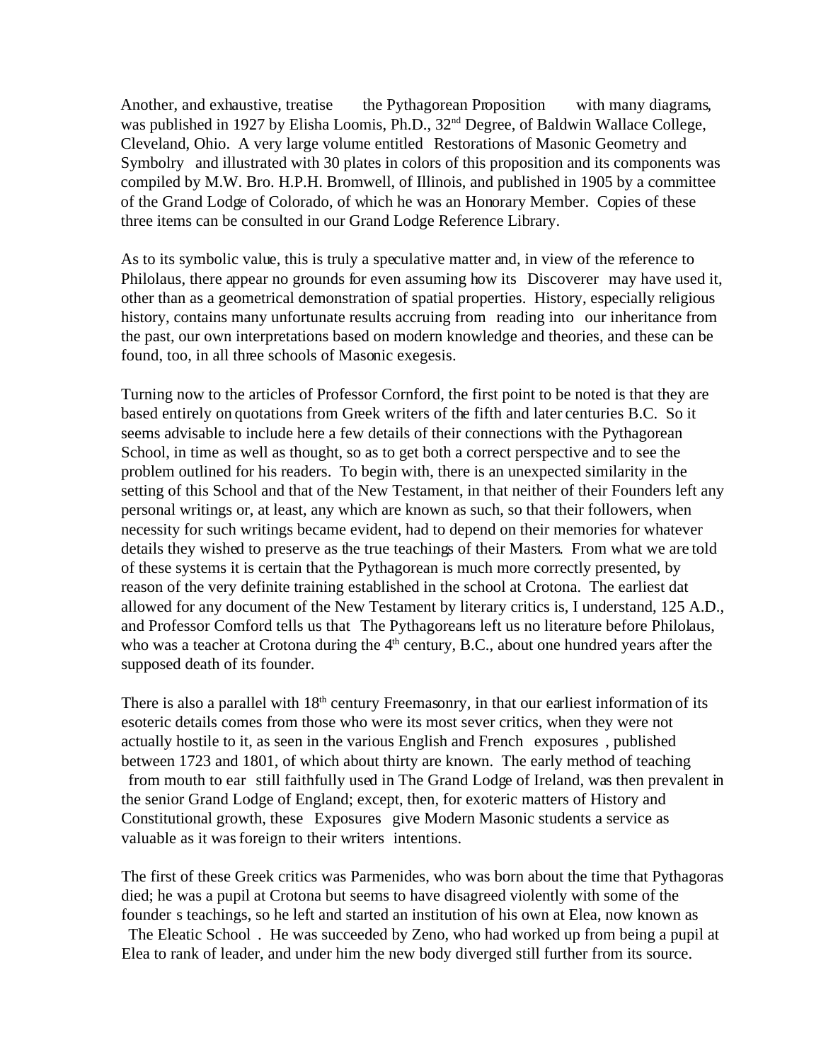Another, and exhaustive, treatise  the Pythagorean Proposition  with many diagrams, was published in 1927 by Elisha Loomis, Ph.D., 32nd Degree, of Baldwin Wallace College, Cleveland, Ohio. A very large volume entitled  Restorations of Masonic Geometry and Symbolry  and illustrated with 30 plates in colors of this proposition and its components was compiled by M.W. Bro. H.P.H. Bromwell, of Illinois, and published in 1905 by a committee of the Grand Lodge of Colorado, of which he was an Honorary Member. Copies of these three items can be consulted in our Grand Lodge Reference Library.

As to its symbolic value, this is truly a speculative matter and, in view of the reference to Philolaus, there appear no grounds for even assuming how its  Discoverer  may have used it, other than as a geometrical demonstration of spatial properties. History, especially religious history, contains many unfortunate results accruing from  reading into  our inheritance from the past, our own interpretations based on modern knowledge and theories, and these can be found, too, in all three schools of Masonic exegesis.

Turning now to the articles of Professor Cornford, the first point to be noted is that they are based entirely on quotations from Greek writers of the fifth and later centuries B.C. So it seems advisable to include here a few details of their connections with the Pythagorean School, in time as well as thought, so as to get both a correct perspective and to see the problem outlined for his readers. To begin with, there is an unexpected similarity in the setting of this School and that of the New Testament, in that neither of their Founders left any personal writings or, at least, any which are known as such, so that their followers, when necessity for such writings became evident, had to depend on their memories for whatever details they wished to preserve as the true teachings of their Masters. From what we are told of these systems it is certain that the Pythagorean is much more correctly presented, by reason of the very definite training established in the school at Crotona. The earliest dat allowed for any document of the New Testament by literary critics is, I understand, 125 A.D., and Professor Comford tells us that  The Pythagoreans left us no literature before Philolaus, who was a teacher at Crotona during the 4th century, B.C., about one hundred years after the supposed death of its founder.

There is also a parallel with 18th century Freemasonry, in that our earliest information of its esoteric details comes from those who were its most sever critics, when they were not actually hostile to it, as seen in the various English and French  exposures , published between 1723 and 1801, of which about thirty are known. The early method of teaching  from mouth to ear  still faithfully used in The Grand Lodge of Ireland, was then prevalent in the senior Grand Lodge of England; except, then, for exoteric matters of History and Constitutional growth, these  Exposures  give Modern Masonic students a service as valuable as it was foreign to their writers  intentions.

The first of these Greek critics was Parmenides, who was born about the time that Pythagoras died; he was a pupil at Crotona but seems to have disagreed violently with some of the founder s teachings, so he left and started an institution of his own at Elea, now known as  The Eleatic School . He was succeeded by Zeno, who had worked up from being a pupil at Elea to rank of leader, and under him the new body diverged still further from its source.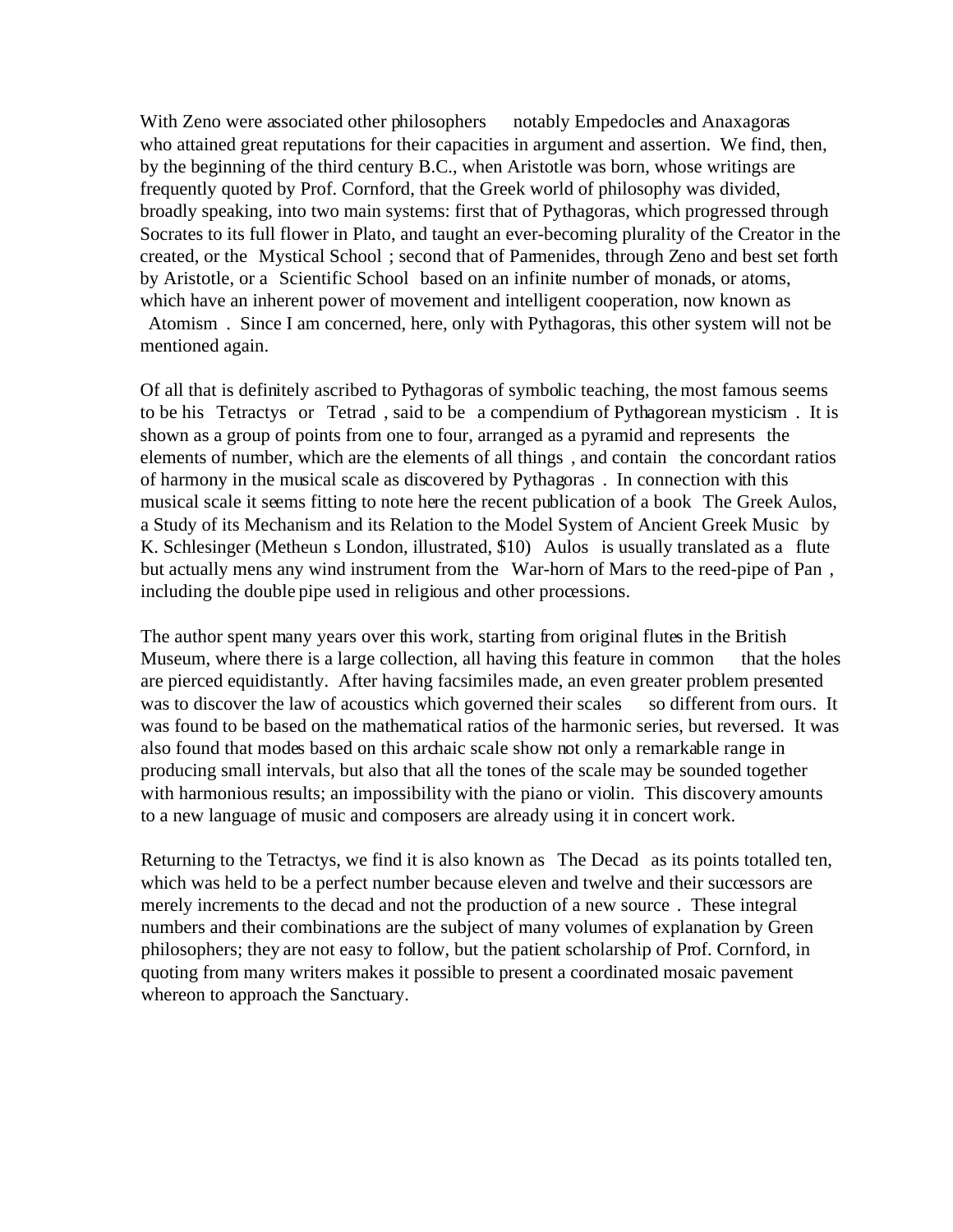With Zero were associated other philosophers notably Empedocles and Anaxagoras who attained great reputations for their capacities in argument and assertion. We find, then, by the beginning of the third century B.C., when Aristotle was born, whose writings are frequently quoted by Prof. Cornford, that the Greek world of philosophy was divided, broadly speaking, into two main systems: first that of Pythagoras, which progressed through Socrates to its full flower in Plato, and taught an ever-becoming plurality of the Creator in the created, or the Mystical School ; second that of Parmenides, through Zeno and best set forth by Aristotle, or a Scientific School based on an infinite number of monads, or atoms, which have an inherent power of movement and intelligent cooperation, now known as Atomism . Since I am concerned, here, only with Pythagoras, this other system will not be mentioned again.

Of all that is definitely ascribed to Pythagoras of symbolic teaching, the most famous seems to be his Tetractys or Tetrad , said to be a compendium of Pythagorean mysticism . It is shown as a group of points from one to four, arranged as a pyramid and represents the elements of number, which are the elements of all things , and contain the concordant ratios of harmony in the musical scale as discovered by Pythagoras . In connection with this musical scale it seems fitting to note here the recent publication of a book The Greek Aulos, a Study of its Mechanism and its Relation to the Model System of Ancient Greek Music by K. Schlesinger (Metheun s London, illustrated, $10) Aulos is usually translated as a flute but actually mens any wind instrument from the War-horn of Mars to the reed-pipe of Pan , including the double pipe used in religious and other processions.

The author spent many years over this work, starting from original flutes in the British Museum, where there is a large collection, all having this feature in common that the holes are pierced equidistantly. After having facsimiles made, an even greater problem presented was to discover the law of acoustics which governed their scales so different from ours. It was found to be based on the mathematical ratios of the harmonic series, but reversed. It was also found that modes based on this archaic scale show not only a remarkable range in producing small intervals, but also that all the tones of the scale may be sounded together with harmonious results; an impossibility with the piano or violin. This discovery amounts to a new language of music and composers are already using it in concert work.

Returning to the Tetractys, we find it is also known as The Decad as its points totalled ten, which was held to be a perfect number because eleven and twelve and their successors are merely increments to the decad and not the production of a new source . These integral numbers and their combinations are the subject of many volumes of explanation by Green philosophers; they are not easy to follow, but the patient scholarship of Prof. Cornford, in quoting from many writers makes it possible to present a coordinated mosaic pavement whereon to approach the Sanctuary.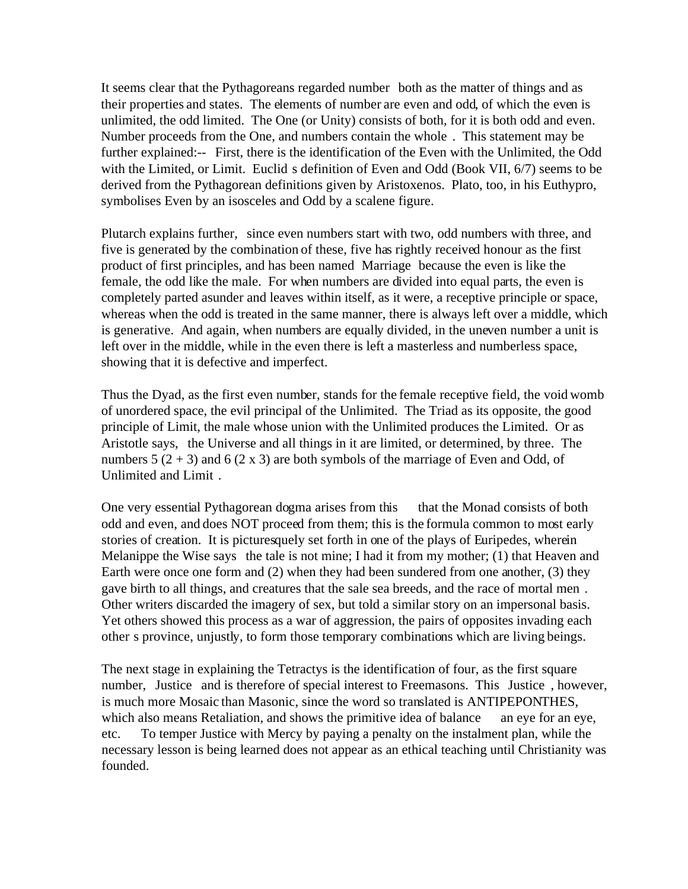It seems clear that the Pythagoreans regarded number both as the matter of things and as their properties and states. The elements of number are even and odd, of which the even is unlimited, the odd limited. The One (or Unity) consists of both, for it is both odd and even. Number proceeds from the One, and numbers contain the whole . This statement may be further explained:-- First, there is the identification of the Even with the Unlimited, the Odd with the Limited, or Limit. Euclid s definition of Even and Odd (Book VII, 6/7) seems to be derived from the Pythagorean definitions given by Aristoxenos. Plato, too, in his Euthypro, symbolises Even by an isosceles and Odd by a scalene figure.

Plutarch explains further, since even numbers start with two, odd numbers with three, and five is generated by the combination of these, five has rightly received honour as the first product of first principles, and has been named Marriage because the even is like the female, the odd like the male. For when numbers are divided into equal parts, the even is completely parted asunder and leaves within itself, as it were, a receptive principle or space, whereas when the odd is treated in the same manner, there is always left over a middle, which is generative. And again, when numbers are equally divided, in the uneven number a unit is left over in the middle, while in the even there is left a masterless and numberless space, showing that it is defective and imperfect.

Thus the Dyad, as the first even number, stands for the female receptive field, the void womb of unordered space, the evil principal of the Unlimited. The Triad as its opposite, the good principle of Limit, the male whose union with the Unlimited produces the Limited. Or as Aristotle says, the Universe and all things in it are limited, or determined, by three. The numbers 5 (2 + 3) and 6 (2 x 3) are both symbols of the marriage of Even and Odd, of Unlimited and Limit .

One very essential Pythagorean dogma arises from this that the Monad consists of both odd and even, and does NOT proceed from them; this is the formula common to most early stories of creation. It is picturesquely set forth in one of the plays of Euripedes, wherein Melanippe the Wise says the tale is not mine; I had it from my mother; (1) that Heaven and Earth were once one form and (2) when they had been sundered from one another, (3) they gave birth to all things, and creatures that the sale sea breeds, and the race of mortal men . Other writers discarded the imagery of sex, but told a similar story on an impersonal basis. Yet others showed this process as a war of aggression, the pairs of opposites invading each other s province, unjustly, to form those temporary combinations which are living beings.

The next stage in explaining the Tetractys is the identification of four, as the first square number, Justice and is therefore of special interest to Freemasons. This Justice , however, is much more Mosaic than Masonic, since the word so translated is ANTIPEPONTHES, which also means Retaliation, and shows the primitive idea of balance an eye for an eye, etc. To temper Justice with Mercy by paying a penalty on the instalment plan, while the necessary lesson is being learned does not appear as an ethical teaching until Christianity was founded.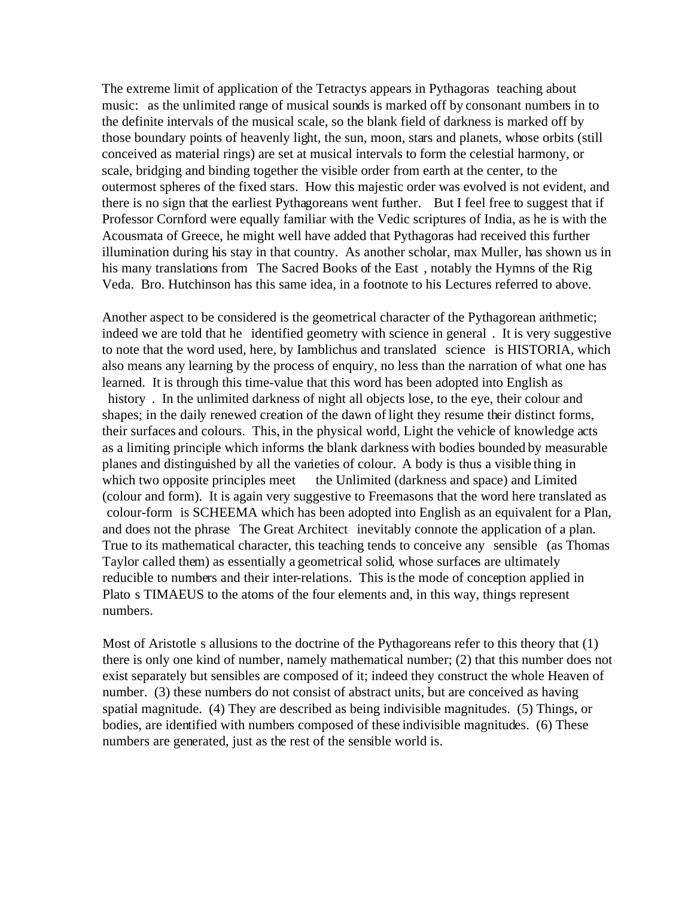The extreme limit of application of the Tetractys appears in Pythagoras teaching about music: as the unlimited range of musical sounds is marked off by consonant numbers in to the definite intervals of the musical scale, so the blank field of darkness is marked off by those boundary points of heavenly light, the sun, moon, stars and planets, whose orbits (still conceived as material rings) are set at musical intervals to form the celestial harmony, or scale, bridging and binding together the visible order from earth at the center, to the outermost spheres of the fixed stars. How this majestic order was evolved is not evident, and there is no sign that the earliest Pythagoreans went further. But I feel free to suggest that if Professor Cornford were equally familiar with the Vedic scriptures of India, as he is with the Acousmata of Greece, he might well have added that Pythagoras had received this further illumination during his stay in that country. As another scholar, max Muller, has shown us in his many translations from The Sacred Books of the East , notably the Hymns of the Rig Veda. Bro. Hutchinson has this same idea, in a footnote to his Lectures referred to above.

Another aspect to be considered is the geometrical character of the Pythagorean arithmetic; indeed we are told that he identified geometry with science in general . It is very suggestive to note that the word used, here, by Iamblichus and translated science is HISTORIA, which also means any learning by the process of enquiry, no less than the narration of what one has learned. It is through this time-value that this word has been adopted into English as history . In the unlimited darkness of night all objects lose, to the eye, their colour and shapes; in the daily renewed creation of the dawn of light they resume their distinct forms, their surfaces and colours. This, in the physical world, Light the vehicle of knowledge acts as a limiting principle which informs the blank darkness with bodies bounded by measurable planes and distinguished by all the varieties of colour. A body is thus a visible thing in which two opposite principles meet the Unlimited (darkness and space) and Limited (colour and form). It is again very suggestive to Freemasons that the word here translated as colour-form is SCHEEMA which has been adopted into English as an equivalent for a Plan, and does not the phrase The Great Architect inevitably connote the application of a plan. True to its mathematical character, this teaching tends to conceive any sensible (as Thomas Taylor called them) as essentially a geometrical solid, whose surfaces are ultimately reducible to numbers and their inter-relations. This is the mode of conception applied in Plato s TIMAEUS to the atoms of the four elements and, in this way, things represent numbers.

Most of Aristotle s allusions to the doctrine of the Pythagoreans refer to this theory that (1) there is only one kind of number, namely mathematical number; (2) that this number does not exist separately but sensibles are composed of it; indeed they construct the whole Heaven of number. (3) these numbers do not consist of abstract units, but are conceived as having spatial magnitude. (4) They are described as being indivisible magnitudes. (5) Things, or bodies, are identified with numbers composed of these indivisible magnitudes. (6) These numbers are generated, just as the rest of the sensible world is.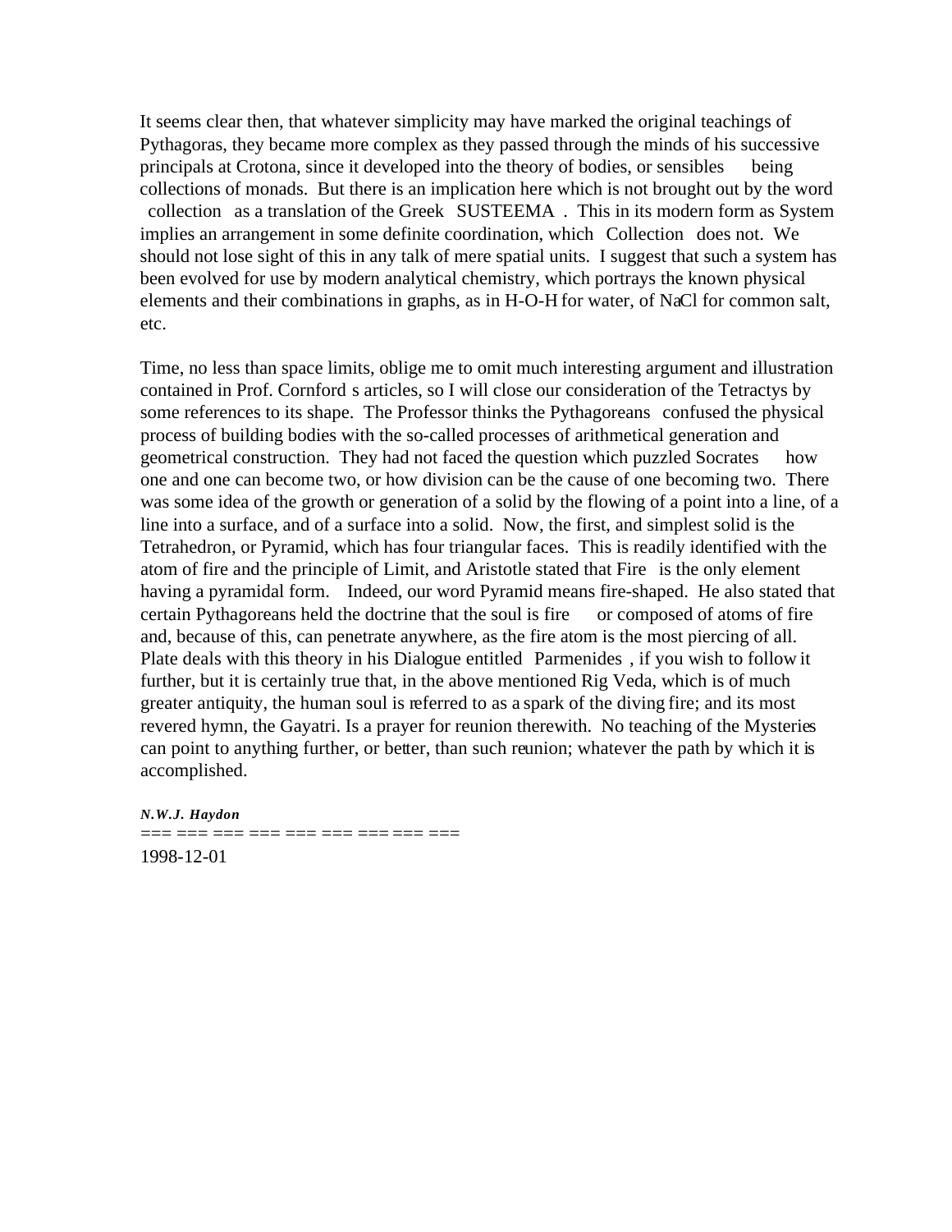It seems clear then, that whatever simplicity may have marked the original teachings of Pythagoras, they became more complex as they passed through the minds of his successive principals at Crotona, since it developed into the theory of bodies, or sensibles being collections of monads. But there is an implication here which is not brought out by the word collection as a translation of the Greek SUSTEEMA . This in its modern form as System implies an arrangement in some definite coordination, which Collection does not. We should not lose sight of this in any talk of mere spatial units. I suggest that such a system has been evolved for use by modern analytical chemistry, which portrays the known physical elements and their combinations in graphs, as in H-O-H for water, of NaCl for common salt, etc.

Time, no less than space limits, oblige me to omit much interesting argument and illustration contained in Prof. Cornford s articles, so I will close our consideration of the Tetractys by some references to its shape. The Professor thinks the Pythagoreans confused the physical process of building bodies with the so-called processes of arithmetical generation and geometrical construction. They had not faced the question which puzzled Socrates how one and one can become two, or how division can be the cause of one becoming two. There was some idea of the growth or generation of a solid by the flowing of a point into a line, of a line into a surface, and of a surface into a solid. Now, the first, and simplest solid is the Tetrahedron, or Pyramid, which has four triangular faces. This is readily identified with the atom of fire and the principle of Limit, and Aristotle stated that Fire is the only element having a pyramidal form. Indeed, our word Pyramid means fire-shaped. He also stated that certain Pythagoreans held the doctrine that the soul is fire or composed of atoms of fire and, because of this, can penetrate anywhere, as the fire atom is the most piercing of all. Plate deals with this theory in his Dialogue entitled Parmenides , if you wish to follow it further, but it is certainly true that, in the above mentioned Rig Veda, which is of much greater antiquity, the human soul is referred to as a spark of the diving fire; and its most revered hymn, the Gayatri. Is a prayer for reunion therewith. No teaching of the Mysteries can point to anything further, or better, than such reunion; whatever the path by which it is accomplished.

***N.W.J. Haydon***

=== === === === === === === === ===

1998-12-01